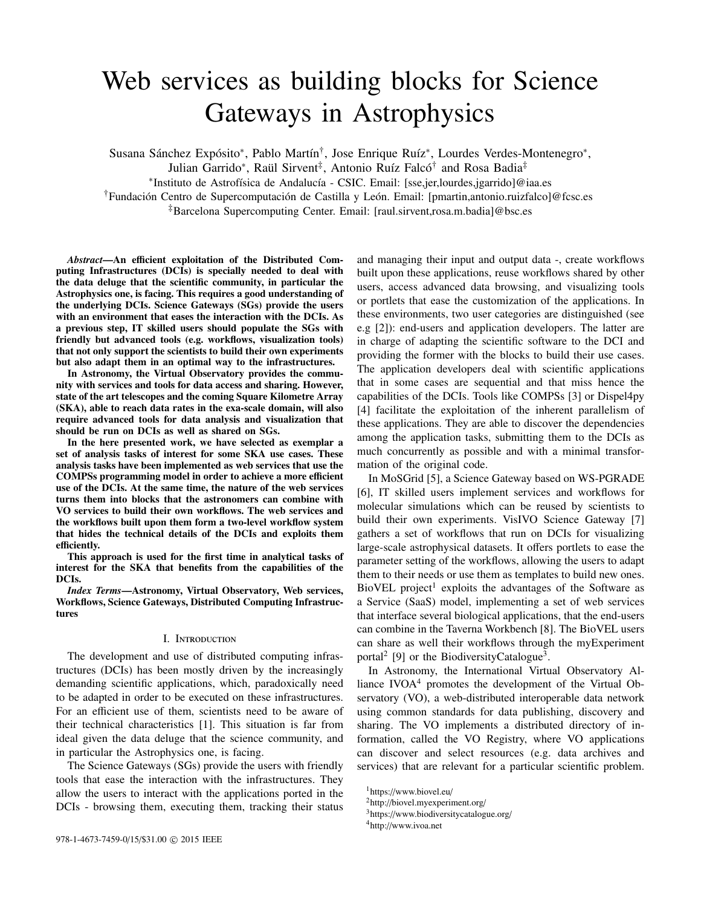# Web services as building blocks for Science Gateways in Astrophysics

Susana Sánchez Expósito*, Pablo Martín†, Jose Enrique Ruíz*, Lourdes Verdes-Montenegro*, Julian Garrido*, Raül Sirvent‡, Antonio Ruíz Falcó† and Rosa Badia‡

*Instituto de Astrofísica de Andalucía - CSIC. Email: [sse,jer,lourdes,jgarrido]@iaa.es

†Fundación Centro de Supercomputación de Castilla y León. Email: [pmartin,antonio.ruizfalco]@fcsc.es

‡Barcelona Supercomputing Center. Email: [raul.sirvent,rosa.m.badia]@bsc.es

***Abstract*—An efficient exploitation of the Distributed Computing Infrastructures (DCIs) is specially needed to deal with the data deluge that the scientific community, in particular the Astrophysics one, is facing. This requires a good understanding of the underlying DCIs. Science Gateways (SGs) provide the users with an environment that eases the interaction with the DCIs. As a previous step, IT skilled users should populate the SGs with friendly but advanced tools (e.g. workflows, visualization tools) that not only support the scientists to build their own experiments but also adapt them in an optimal way to the infrastructures.**

**In Astronomy, the Virtual Observatory provides the community with services and tools for data access and sharing. However, state of the art telescopes and the coming Square Kilometre Array (SKA), able to reach data rates in the exa-scale domain, will also require advanced tools for data analysis and visualization that should be run on DCIs as well as shared on SGs.**

**In the here presented work, we have selected as exemplar a set of analysis tasks of interest for some SKA use cases. These analysis tasks have been implemented as web services that use the COMPSs programming model in order to achieve a more efficient use of the DCIs. At the same time, the nature of the web services turns them into blocks that the astronomers can combine with VO services to build their own workflows. The web services and the workflows built upon them form a two-level workflow system that hides the technical details of the DCIs and exploits them efficiently.**

**This approach is used for the first time in analytical tasks of interest for the SKA that benefits from the capabilities of the DCIs.**

***Index Terms*—Astronomy, Virtual Observatory, Web services, Workflows, Science Gateways, Distributed Computing Infrastructures**

## I. Introduction

The development and use of distributed computing infrastructures (DCIs) has been mostly driven by the increasingly demanding scientific applications, which, paradoxically need to be adapted in order to be executed on these infrastructures. For an efficient use of them, scientists need to be aware of their technical characteristics [1]. This situation is far from ideal given the data deluge that the science community, and in particular the Astrophysics one, is facing.

The Science Gateways (SGs) provide the users with friendly tools that ease the interaction with the infrastructures. They allow the users to interact with the applications ported in the DCIs - browsing them, executing them, tracking their status and managing their input and output data -, create workflows built upon these applications, reuse workflows shared by other users, access advanced data browsing, and visualizing tools or portlets that ease the customization of the applications. In these environments, two user categories are distinguished (see e.g [2]): end-users and application developers. The latter are in charge of adapting the scientific software to the DCI and providing the former with the blocks to build their use cases. The application developers deal with scientific applications that in some cases are sequential and that miss hence the capabilities of the DCIs. Tools like COMPSs [3] or Dispel4py [4] facilitate the exploitation of the inherent parallelism of these applications. They are able to discover the dependencies among the application tasks, submitting them to the DCIs as much concurrently as possible and with a minimal transformation of the original code.

In MoSGrid [5], a Science Gateway based on WS-PGRADE [6], IT skilled users implement services and workflows for molecular simulations which can be reused by scientists to build their own experiments. VisIVO Science Gateway [7] gathers a set of workflows that run on DCIs for visualizing large-scale astrophysical datasets. It offers portlets to ease the parameter setting of the workflows, allowing the users to adapt them to their needs or use them as templates to build new ones. BioVEL project[1] exploits the advantages of the Software as a Service (SaaS) model, implementing a set of web services that interface several biological applications, that the end-users can combine in the Taverna Workbench [8]. The BioVEL users can share as well their workflows through the myExperiment portal[2] [9] or the BiodiversityCatalogue[3].

In Astronomy, the International Virtual Observatory Alliance IVOA[4] promotes the development of the Virtual Observatory (VO), a web-distributed interoperable data network using common standards for data publishing, discovery and sharing. The VO implements a distributed directory of information, called the VO Registry, where VO applications can discover and select resources (e.g. data archives and services) that are relevant for a particular scientific problem.

[1]https://www.biovel.eu/

[2]http://biovel.myexperiment.org/

[3]https://www.biodiversitycatalogue.org/

[4]http://www.ivoa.net

978-1-4673-7459-0/15/$31.00 © 2015 IEEE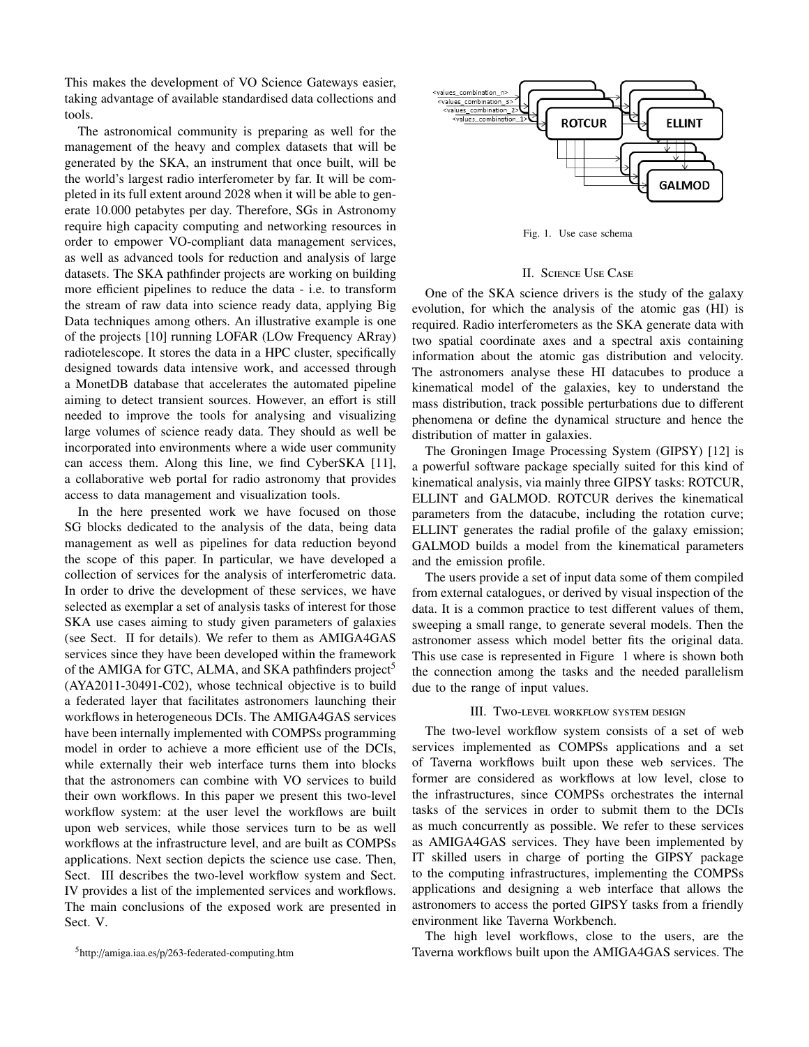This makes the development of VO Science Gateways easier, taking advantage of available standardised data collections and tools.

The astronomical community is preparing as well for the management of the heavy and complex datasets that will be generated by the SKA, an instrument that once built, will be the world's largest radio interferometer by far. It will be completed in its full extent around 2028 when it will be able to generate 10.000 petabytes per day. Therefore, SGs in Astronomy require high capacity computing and networking resources in order to empower VO-compliant data management services, as well as advanced tools for reduction and analysis of large datasets. The SKA pathfinder projects are working on building more efficient pipelines to reduce the data - i.e. to transform the stream of raw data into science ready data, applying Big Data techniques among others. An illustrative example is one of the projects [10] running LOFAR (LOw Frequency ARray) radiotelescope. It stores the data in a HPC cluster, specifically designed towards data intensive work, and accessed through a MonetDB database that accelerates the automated pipeline aiming to detect transient sources. However, an effort is still needed to improve the tools for analysing and visualizing large volumes of science ready data. They should as well be incorporated into environments where a wide user community can access them. Along this line, we find CyberSKA [11], a collaborative web portal for radio astronomy that provides access to data management and visualization tools.

In the here presented work we have focused on those SG blocks dedicated to the analysis of the data, being data management as well as pipelines for data reduction beyond the scope of this paper. In particular, we have developed a collection of services for the analysis of interferometric data. In order to drive the development of these services, we have selected as exemplar a set of analysis tasks of interest for those SKA use cases aiming to study given parameters of galaxies (see Sect. II for details). We refer to them as AMIGA4GAS services since they have been developed within the framework of the AMIGA for GTC, ALMA, and SKA pathfinders project[5] (AYA2011-30491-C02), whose technical objective is to build a federated layer that facilitates astronomers launching their workflows in heterogeneous DCIs. The AMIGA4GAS services have been internally implemented with COMPSs programming model in order to achieve a more efficient use of the DCIs, while externally their web interface turns them into blocks that the astronomers can combine with VO services to build their own workflows. In this paper we present this two-level workflow system: at the user level the workflows are built upon web services, while those services turn to be as well workflows at the infrastructure level, and are built as COMPSs applications. Next section depicts the science use case. Then, Sect. III describes the two-level workflow system and Sect. IV provides a list of the implemented services and workflows. The main conclusions of the exposed work are presented in Sect. V.

[5]http://amiga.iaa.es/p/263-federated-computing.htm

Fig. 1. Use case schema

## II. Science Use Case

One of the SKA science drivers is the study of the galaxy evolution, for which the analysis of the atomic gas (HI) is required. Radio interferometers as the SKA generate data with two spatial coordinate axes and a spectral axis containing information about the atomic gas distribution and velocity. The astronomers analyse these HI datacubes to produce a kinematical model of the galaxies, key to understand the mass distribution, track possible perturbations due to different phenomena or define the dynamical structure and hence the distribution of matter in galaxies.

The Groningen Image Processing System (GIPSY) [12] is a powerful software package specially suited for this kind of kinematical analysis, via mainly three GIPSY tasks: ROTCUR, ELLINT and GALMOD. ROTCUR derives the kinematical parameters from the datacube, including the rotation curve; ELLINT generates the radial profile of the galaxy emission; GALMOD builds a model from the kinematical parameters and the emission profile.

The users provide a set of input data some of them compiled from external catalogues, or derived by visual inspection of the data. It is a common practice to test different values of them, sweeping a small range, to generate several models. Then the astronomer assess which model better fits the original data. This use case is represented in Figure 1 where is shown both the connection among the tasks and the needed parallelism due to the range of input values.

## III. Two-level workflow system design

The two-level workflow system consists of a set of web services implemented as COMPSs applications and a set of Taverna workflows built upon these web services. The former are considered as workflows at low level, close to the infrastructures, since COMPSs orchestrates the internal tasks of the services in order to submit them to the DCIs as much concurrently as possible. We refer to these services as AMIGA4GAS services. They have been implemented by IT skilled users in charge of porting the GIPSY package to the computing infrastructures, implementing the COMPSs applications and designing a web interface that allows the astronomers to access the ported GIPSY tasks from a friendly environment like Taverna Workbench.

The high level workflows, close to the users, are the Taverna workflows built upon the AMIGA4GAS services. The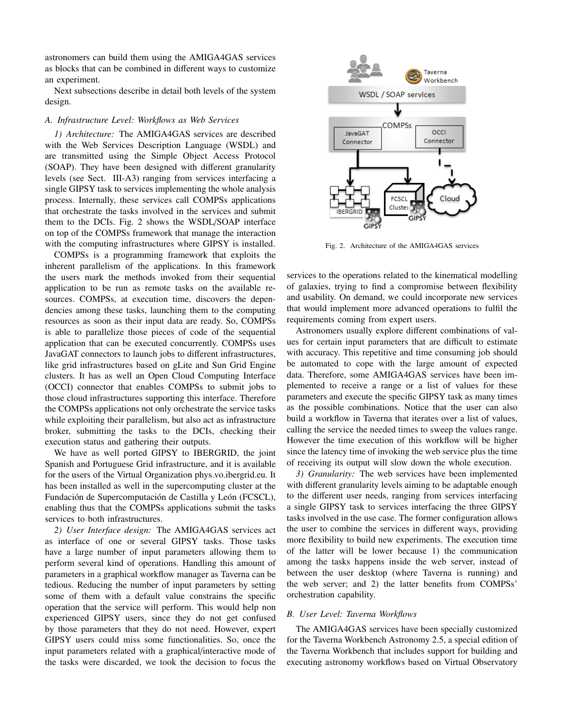astronomers can build them using the AMIGA4GAS services as blocks that can be combined in different ways to customize an experiment.

Next subsections describe in detail both levels of the system design.

### A. Infrastructure Level: Workflows as Web Services

*1) Architecture:* The AMIGA4GAS services are described with the Web Services Description Language (WSDL) and are transmitted using the Simple Object Access Protocol (SOAP). They have been designed with different granularity levels (see Sect. III-A3) ranging from services interfacing a single GIPSY task to services implementing the whole analysis process. Internally, these services call COMPSs applications that orchestrate the tasks involved in the services and submit them to the DCIs. Fig. 2 shows the WSDL/SOAP interface on top of the COMPSs framework that manage the interaction with the computing infrastructures where GIPSY is installed.

COMPSs is a programming framework that exploits the inherent parallelism of the applications. In this framework the users mark the methods invoked from their sequential application to be run as remote tasks on the available resources. COMPSs, at execution time, discovers the dependencies among these tasks, launching them to the computing resources as soon as their input data are ready. So, COMPSs is able to parallelize those pieces of code of the sequential application that can be executed concurrently. COMPSs uses JavaGAT connectors to launch jobs to different infrastructures, like grid infrastructures based on gLite and Sun Grid Engine clusters. It has as well an Open Cloud Computing Interface (OCCI) connector that enables COMPSs to submit jobs to those cloud infrastructures supporting this interface. Therefore the COMPSs applications not only orchestrate the service tasks while exploiting their parallelism, but also act as infrastructure broker, submitting the tasks to the DCIs, checking their execution status and gathering their outputs.

We have as well ported GIPSY to IBERGRID, the joint Spanish and Portuguese Grid infrastructure, and it is available for the users of the Virtual Organization phys.vo.ibergrid.eu. It has been installed as well in the supercomputing cluster at the Fundación de Supercomputación de Castilla y León (FCSCL), enabling thus that the COMPSs applications submit the tasks services to both infrastructures.

*2) User Interface design:* The AMIGA4GAS services act as interface of one or several GIPSY tasks. Those tasks have a large number of input parameters allowing them to perform several kind of operations. Handling this amount of parameters in a graphical workflow manager as Taverna can be tedious. Reducing the number of input parameters by setting some of them with a default value constrains the specific operation that the service will perform. This would help non experienced GIPSY users, since they do not get confused by those parameters that they do not need. However, expert GIPSY users could miss some functionalities. So, once the input parameters related with a graphical/interactive mode of the tasks were discarded, we took the decision to focus the services to the operations related to the kinematical modelling of galaxies, trying to find a compromise between flexibility and usability. On demand, we could incorporate new services that would implement more advanced operations to fulfil the requirements coming from expert users.

Fig. 2. Architecture of the AMIGA4GAS services

Astronomers usually explore different combinations of values for certain input parameters that are difficult to estimate with accuracy. This repetitive and time consuming job should be automated to cope with the large amount of expected data. Therefore, some AMIGA4GAS services have been implemented to receive a range or a list of values for these parameters and execute the specific GIPSY task as many times as the possible combinations. Notice that the user can also build a workflow in Taverna that iterates over a list of values, calling the service the needed times to sweep the values range. However the time execution of this workflow will be higher since the latency time of invoking the web service plus the time of receiving its output will slow down the whole execution.

*3) Granularity:* The web services have been implemented with different granularity levels aiming to be adaptable enough to the different user needs, ranging from services interfacing a single GIPSY task to services interfacing the three GIPSY tasks involved in the use case. The former configuration allows the user to combine the services in different ways, providing more flexibility to build new experiments. The execution time of the latter will be lower because 1) the communication among the tasks happens inside the web server, instead of between the user desktop (where Taverna is running) and the web server; and 2) the latter benefits from COMPSs' orchestration capability.

### B. User Level: Taverna Workflows

The AMIGA4GAS services have been specially customized for the Taverna Workbench Astronomy 2.5, a special edition of the Taverna Workbench that includes support for building and executing astronomy workflows based on Virtual Observatory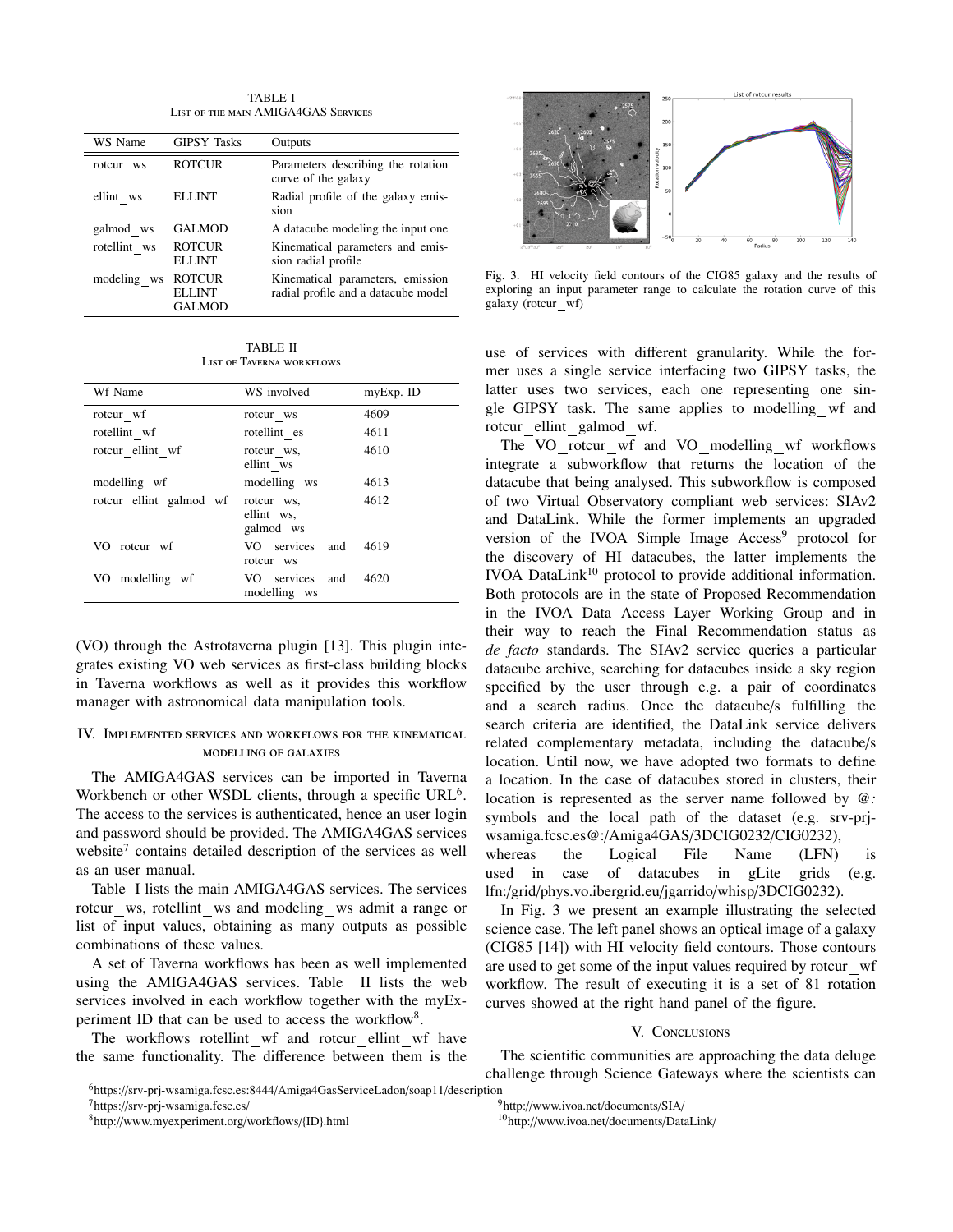TABLE I
LIST OF THE MAIN AMIGA4GAS SERVICES

| WS Name | GIPSY Tasks | Outputs |
|---|---|---|
| rotcur_ws | ROTCUR | Parameters describing the rotation curve of the galaxy |
| ellint_ws | ELLINT | Radial profile of the galaxy emission |
| galmod_ws | GALMOD | A datacube modeling the input one |
| rotellint_ws | ROTCUR ELLINT | Kinematical parameters and emission radial profile |
| modeling_ws | ROTCUR ELLINT GALMOD | Kinematical parameters, emission radial profile and a datacube model |

TABLE II
LIST OF TAVERNA WORKFLOWS

| Wf Name | WS involved | myExp. ID |
|---|---|---|
| rotcur_wf | rotcur_ws | 4609 |
| rotellint_wf | rotellint_es | 4611 |
| rotcur_ellint_wf | rotcur_ws, ellint_ws | 4610 |
| modelling_wf | modelling_ws | 4613 |
| rotcur_ellint_galmod_wf | rotcur_ws, ellint_ws, galmod_ws | 4612 |
| VO_rotcur_wf | VO services and rotcur_ws | 4619 |
| VO_modelling_wf | VO services and modelling_ws | 4620 |

(VO) through the Astrotaverna plugin [13]. This plugin integrates existing VO web services as first-class building blocks in Taverna workflows as well as it provides this workflow manager with astronomical data manipulation tools.

## IV. Implemented services and workflows for the kinematical modelling of galaxies

The AMIGA4GAS services can be imported in Taverna Workbench or other WSDL clients, through a specific URL[6]. The access to the services is authenticated, hence an user login and password should be provided. The AMIGA4GAS services website[7] contains detailed description of the services as well as an user manual.

Table I lists the main AMIGA4GAS services. The services rotcur_ws, rotellint_ws and modeling_ws admit a range or list of input values, obtaining as many outputs as possible combinations of these values.

A set of Taverna workflows has been as well implemented using the AMIGA4GAS services. Table II lists the web services involved in each workflow together with the myExperiment ID that can be used to access the workflow[8].

The workflows rotellint_wf and rotcur_ellint_wf have the same functionality. The difference between them is the use of services with different granularity. While the former uses a single service interfacing two GIPSY tasks, the latter uses two services, each one representing one single GIPSY task. The same applies to modelling_wf and rotcur_ellint_galmod_wf.

The VO_rotcur_wf and VO_modelling_wf workflows integrate a subworkflow that returns the location of the datacube that being analysed. This subworkflow is composed of two Virtual Observatory compliant web services: SIAv2 and DataLink. While the former implements an upgraded version of the IVOA Simple Image Access[9] protocol for the discovery of HI datacubes, the latter implements the IVOA DataLink[10] protocol to provide additional information. Both protocols are in the state of Proposed Recommendation in the IVOA Data Access Layer Working Group and in their way to reach the Final Recommendation status as *de facto* standards. The SIAv2 service queries a particular datacube archive, searching for datacubes inside a sky region specified by the user through e.g. a pair of coordinates and a search radius. Once the datacube/s fulfilling the search criteria are identified, the DataLink service delivers related complementary metadata, including the datacube/s location. Until now, we have adopted two formats to define a location. In the case of datacubes stored in clusters, their location is represented as the server name followed by @*:* symbols and the local path of the dataset (e.g. srv-prj-wsamiga.fcsc.es@:/Amiga4GAS/3DCIG0232/CIG0232), whereas the Logical File Name (LFN) is used in case of datacubes in gLite grids (e.g. lfn:/grid/phys.vo.ibergrid.eu/jgarrido/whisp/3DCIG0232).

Fig. 3. HI velocity field contours of the CIG85 galaxy and the results of exploring an input parameter range to calculate the rotation curve of this galaxy (rotcur_wf)

In Fig. 3 we present an example illustrating the selected science case. The left panel shows an optical image of a galaxy (CIG85 [14]) with HI velocity field contours. Those contours are used to get some of the input values required by rotcur_wf workflow. The result of executing it is a set of 81 rotation curves showed at the right hand panel of the figure.

## V. Conclusions

The scientific communities are approaching the data deluge challenge through Science Gateways where the scientists can

[6] https://srv-prj-wsamiga.fcsc.es:8444/Amiga4GasServiceLadon/soap11/description

[7] https://srv-prj-wsamiga.fcsc.es/

[8] http://www.myexperiment.org/workflows/{ID}.html

[9] http://www.ivoa.net/documents/SIA/

[10] http://www.ivoa.net/documents/DataLink/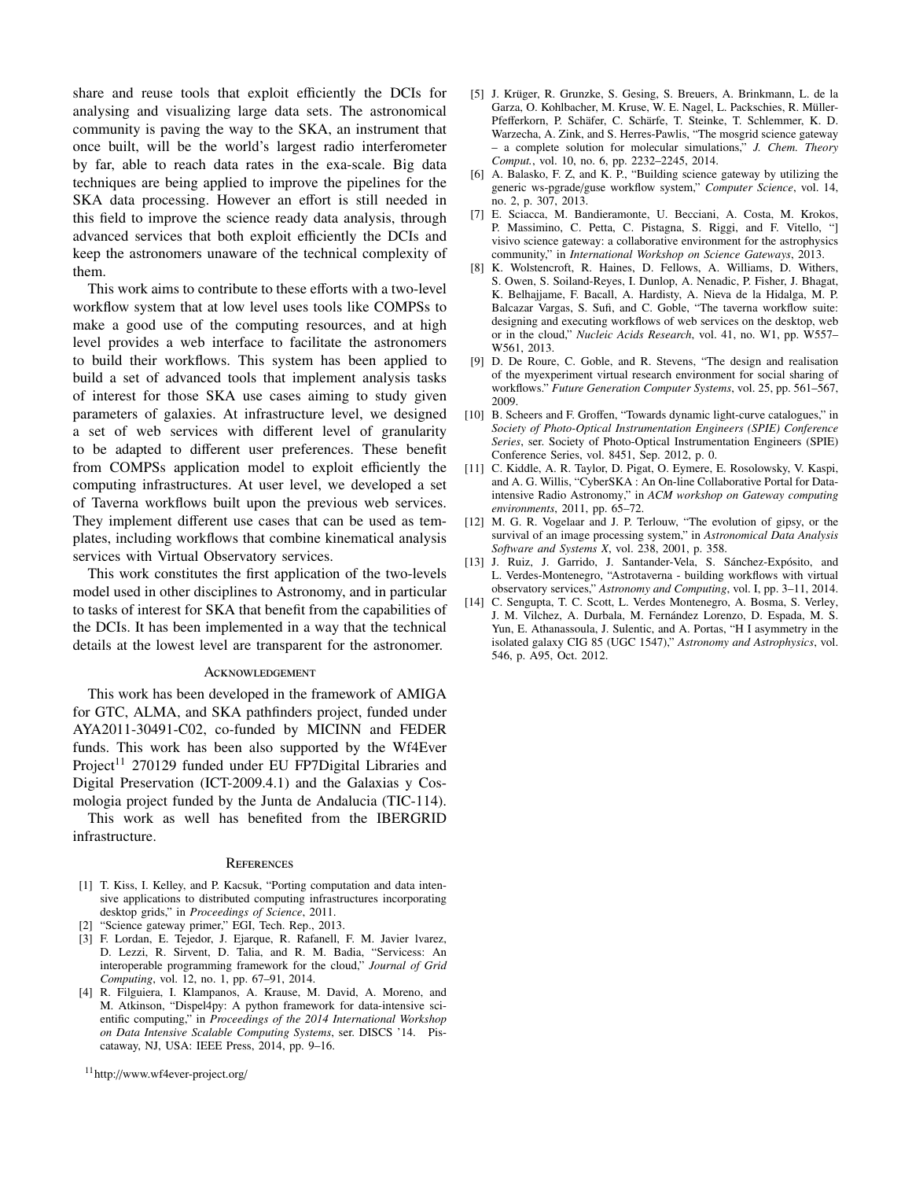share and reuse tools that exploit efficiently the DCIs for analysing and visualizing large data sets. The astronomical community is paving the way to the SKA, an instrument that once built, will be the world's largest radio interferometer by far, able to reach data rates in the exa-scale. Big data techniques are being applied to improve the pipelines for the SKA data processing. However an effort is still needed in this field to improve the science ready data analysis, through advanced services that both exploit efficiently the DCIs and keep the astronomers unaware of the technical complexity of them.

This work aims to contribute to these efforts with a two-level workflow system that at low level uses tools like COMPSs to make a good use of the computing resources, and at high level provides a web interface to facilitate the astronomers to build their workflows. This system has been applied to build a set of advanced tools that implement analysis tasks of interest for those SKA use cases aiming to study given parameters of galaxies. At infrastructure level, we designed a set of web services with different level of granularity to be adapted to different user preferences. These benefit from COMPSs application model to exploit efficiently the computing infrastructures. At user level, we developed a set of Taverna workflows built upon the previous web services. They implement different use cases that can be used as templates, including workflows that combine kinematical analysis services with Virtual Observatory services.

This work constitutes the first application of the two-levels model used in other disciplines to Astronomy, and in particular to tasks of interest for SKA that benefit from the capabilities of the DCIs. It has been implemented in a way that the technical details at the lowest level are transparent for the astronomer.

## Acknowledgement

This work has been developed in the framework of AMIGA for GTC, ALMA, and SKA pathfinders project, funded under AYA2011-30491-C02, co-funded by MICINN and FEDER funds. This work has been also supported by the Wf4Ever Project[11] 270129 funded under EU FP7Digital Libraries and Digital Preservation (ICT-2009.4.1) and the Galaxias y Cosmologia project funded by the Junta de Andalucia (TIC-114).

This work as well has benefited from the IBERGRID infrastructure.

## References

[1] T. Kiss, I. Kelley, and P. Kacsuk, "Porting computation and data intensive applications to distributed computing infrastructures incorporating desktop grids," in *Proceedings of Science*, 2011.

[2] "Science gateway primer," EGI, Tech. Rep., 2013.

[3] F. Lordan, E. Tejedor, J. Ejarque, R. Rafanell, F. M. Javier lvarez, D. Lezzi, R. Sirvent, D. Talia, and R. M. Badia, "Servicess: An interoperable programming framework for the cloud," *Journal of Grid Computing*, vol. 12, no. 1, pp. 67–91, 2014.

[4] R. Filguiera, I. Klampanos, A. Krause, M. David, A. Moreno, and M. Atkinson, "Dispel4py: A python framework for data-intensive scientific computing," in *Proceedings of the 2014 International Workshop on Data Intensive Scalable Computing Systems*, ser. DISCS '14. Piscataway, NJ, USA: IEEE Press, 2014, pp. 9–16.

[5] J. Krüger, R. Grunzke, S. Gesing, S. Breuers, A. Brinkmann, L. de la Garza, O. Kohlbacher, M. Kruse, W. E. Nagel, L. Packschies, R. Müller-Pfefferkorn, P. Schäfer, C. Schärfe, T. Steinke, T. Schlemmer, K. D. Warzecha, A. Zink, and S. Herres-Pawlis, "The mosgrid science gateway – a complete solution for molecular simulations," *J. Chem. Theory Comput.*, vol. 10, no. 6, pp. 2232–2245, 2014.

[6] A. Balasko, F. Z, and K. P., "Building science gateway by utilizing the generic ws-pgrade/guse workflow system," *Computer Science*, vol. 14, no. 2, p. 307, 2013.

[7] E. Sciacca, M. Bandieramonte, U. Becciani, A. Costa, M. Krokos, P. Massimino, C. Petta, C. Pistagna, S. Riggi, and F. Vitello, "] visivo science gateway: a collaborative environment for the astrophysics community," in *International Workshop on Science Gateways*, 2013.

[8] K. Wolstencroft, R. Haines, D. Fellows, A. Williams, D. Withers, S. Owen, S. Soiland-Reyes, I. Dunlop, A. Nenadic, P. Fisher, J. Bhagat, K. Belhajjame, F. Bacall, A. Hardisty, A. Nieva de la Hidalga, M. P. Balcazar Vargas, S. Sufi, and C. Goble, "The taverna workflow suite: designing and executing workflows of web services on the desktop, web or in the cloud," *Nucleic Acids Research*, vol. 41, no. W1, pp. W557–W561, 2013.

[9] D. De Roure, C. Goble, and R. Stevens, "The design and realisation of the myexperiment virtual research environment for social sharing of workflows." *Future Generation Computer Systems*, vol. 25, pp. 561–567, 2009.

[10] B. Scheers and F. Groffen, "Towards dynamic light-curve catalogues," in *Society of Photo-Optical Instrumentation Engineers (SPIE) Conference Series*, ser. Society of Photo-Optical Instrumentation Engineers (SPIE) Conference Series, vol. 8451, Sep. 2012, p. 0.

[11] C. Kiddle, A. R. Taylor, D. Pigat, O. Eymere, E. Rosolowsky, V. Kaspi, and A. G. Willis, "CyberSKA : An On-line Collaborative Portal for Data-intensive Radio Astronomy," in *ACM workshop on Gateway computing environments*, 2011, pp. 65–72.

[12] M. G. R. Vogelaar and J. P. Terlouw, "The evolution of gipsy, or the survival of an image processing system," in *Astronomical Data Analysis Software and Systems X*, vol. 238, 2001, p. 358.

[13] J. Ruiz, J. Garrido, J. Santander-Vela, S. Sánchez-Expósito, and L. Verdes-Montenegro, "Astrotaverna - building workflows with virtual observatory services," *Astronomy and Computing*, vol. I, pp. 3–11, 2014.

[14] C. Sengupta, T. C. Scott, L. Verdes Montenegro, A. Bosma, S. Verley, J. M. Vilchez, A. Durbala, M. Fernández Lorenzo, D. Espada, M. S. Yun, E. Athanassoula, J. Sulentic, and A. Portas, "H I asymmetry in the isolated galaxy CIG 85 (UGC 1547)," *Astronomy and Astrophysics*, vol. 546, p. A95, Oct. 2012.

[11] http://www.wf4ever-project.org/